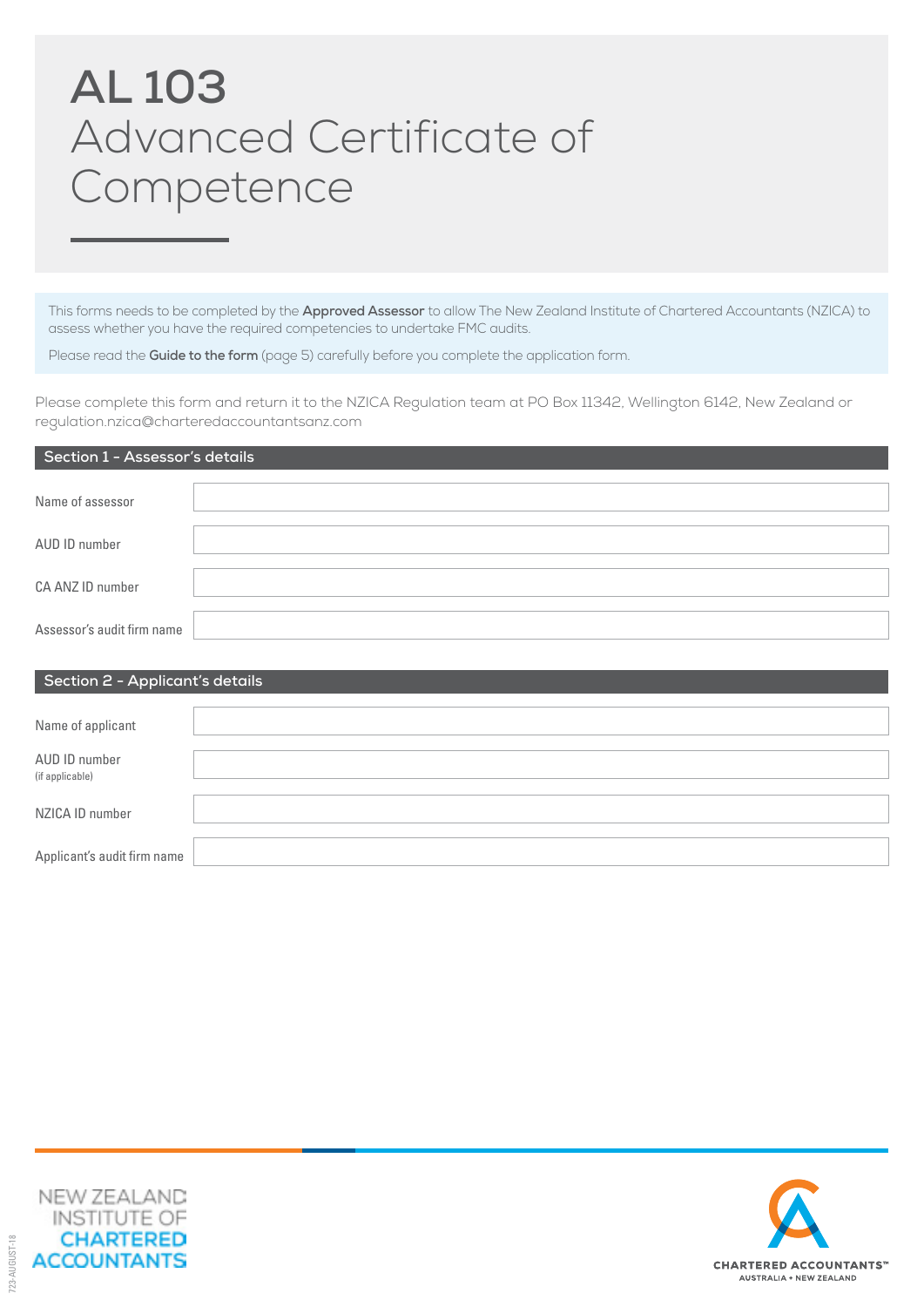# AL 103 Advanced Certificate of Competence

This forms needs to be completed by the **Approved Assessor** to allow The New Zealand Institute of Chartered Accountants (NZICA) to assess whether you have the required competencies to undertake FMC audits.

Please read the **Guide to the form** (page 5) carefully before you complete the application form.

Please complete this form and return it to the NZICA Regulation team at PO Box 11342, Wellington 6142, New Zealand or regulation.nzica@charteredaccountantsanz.com

## Section 1 - Assessor's details

| | |
|---|---|
| Name of assessor | |
| AUD ID number | |
| CA ANZ ID number | |
| Assessor's audit firm name | |

## Section 2 - Applicant's details

| | |
|---|---|
| Name of applicant | |
| AUD ID number (if applicable) | |
| NZICA ID number | |
| Applicant's audit firm name | |

NEW ZEALAND INSTITUTE OF CHARTERED ACCOUNTANTS

CHARTERED ACCOUNTANTS™ AUSTRALIA + NEW ZEALAND

723 AUGUST-18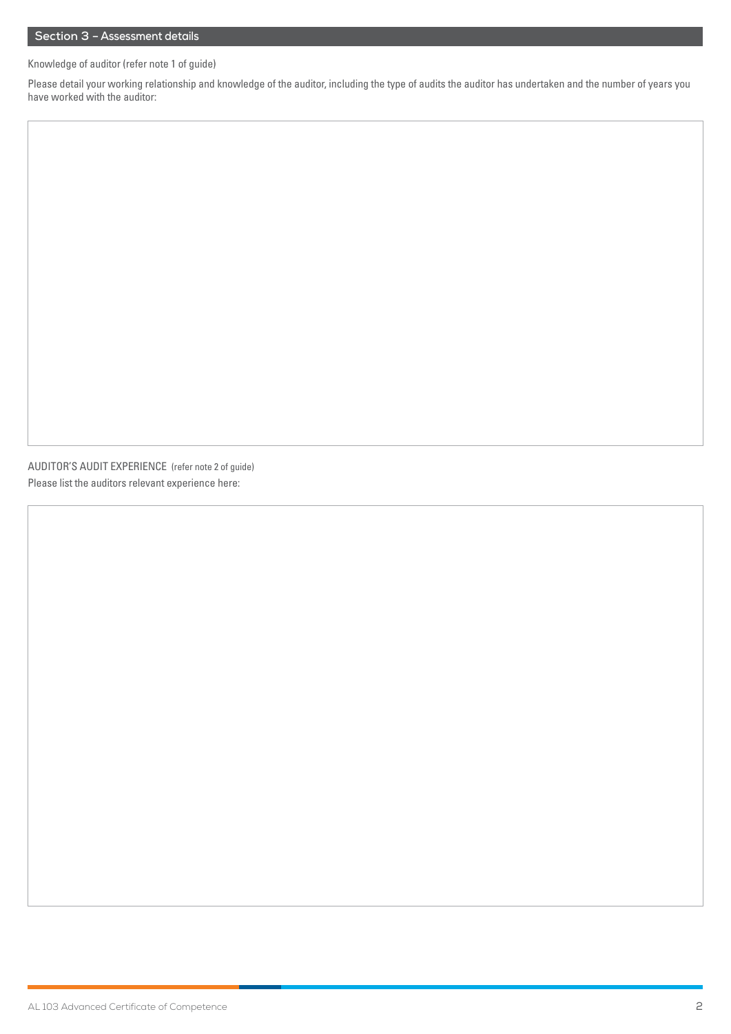## Section 3 – Assessment details

Knowledge of auditor (refer note 1 of guide)

Please detail your working relationship and knowledge of the auditor, including the type of audits the auditor has undertaken and the number of years you have worked with the auditor:

AUDITOR'S AUDIT EXPERIENCE (refer note 2 of guide)

Please list the auditors relevant experience here: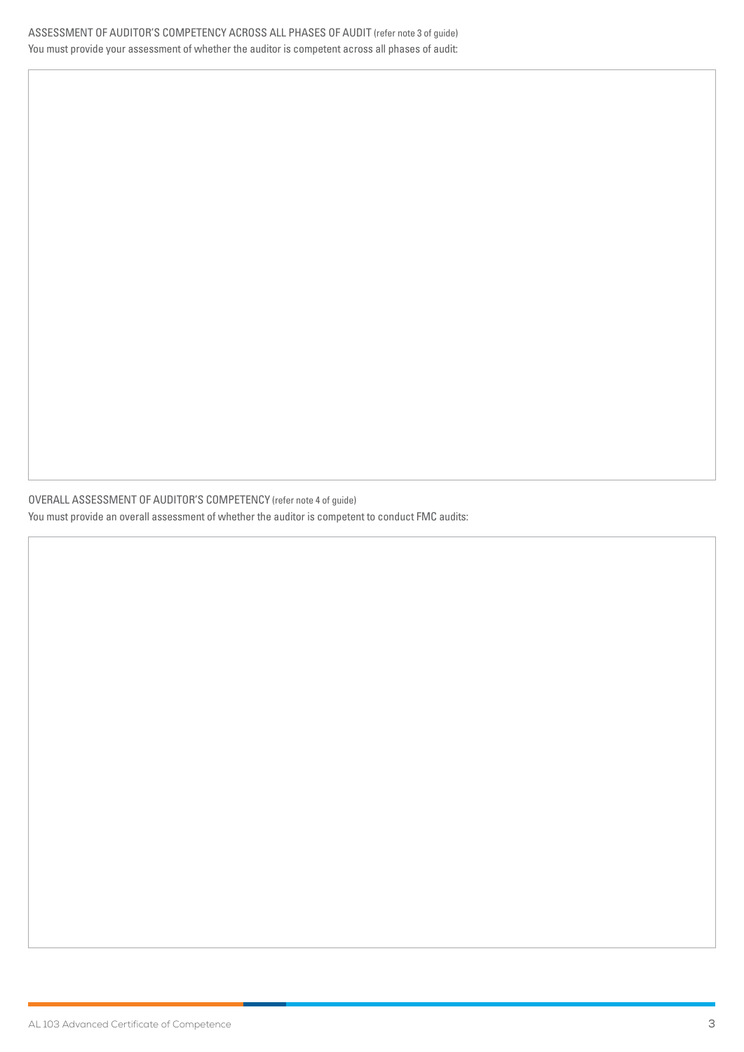ASSESSMENT OF AUDITOR'S COMPETENCY ACROSS ALL PHASES OF AUDIT (refer note 3 of guide)

You must provide your assessment of whether the auditor is competent across all phases of audit:

OVERALL ASSESSMENT OF AUDITOR'S COMPETENCY (refer note 4 of guide)

You must provide an overall assessment of whether the auditor is competent to conduct FMC audits: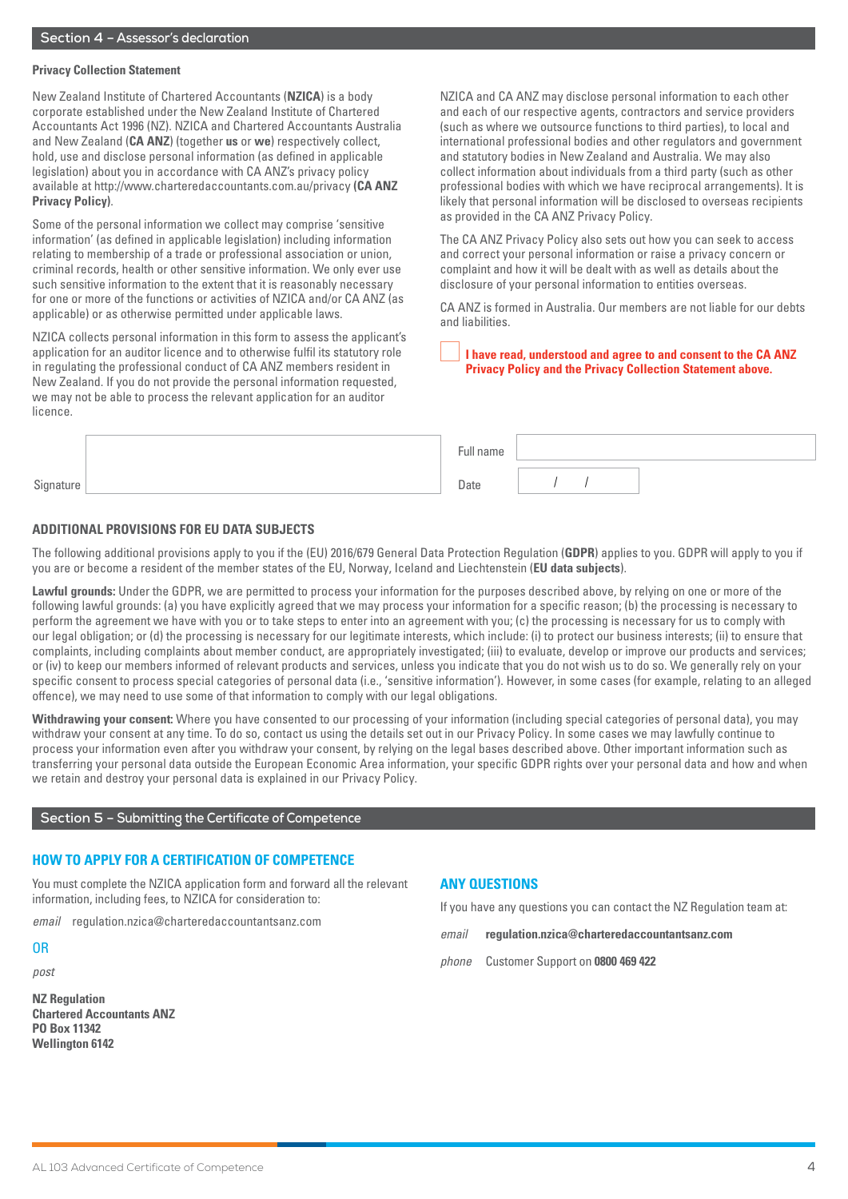## Section 4 – Assessor's declaration

**Privacy Collection Statement**

New Zealand Institute of Chartered Accountants (**NZICA**) is a body corporate established under the New Zealand Institute of Chartered Accountants Act 1996 (NZ). NZICA and Chartered Accountants Australia and New Zealand (**CA ANZ**) (together **us** or **we**) respectively collect, hold, use and disclose personal information (as defined in applicable legislation) about you in accordance with CA ANZ's privacy policy available at http://www.charteredaccountants.com.au/privacy (**CA ANZ Privacy Policy**).

Some of the personal information we collect may comprise 'sensitive information' (as defined in applicable legislation) including information relating to membership of a trade or professional association or union, criminal records, health or other sensitive information. We only ever use such sensitive information to the extent that it is reasonably necessary for one or more of the functions or activities of NZICA and/or CA ANZ (as applicable) or as otherwise permitted under applicable laws.

NZICA collects personal information in this form to assess the applicant's application for an auditor licence and to otherwise fulfil its statutory role in regulating the professional conduct of CA ANZ members resident in New Zealand. If you do not provide the personal information requested, we may not be able to process the relevant application for an auditor licence.

NZICA and CA ANZ may disclose personal information to each other and each of our respective agents, contractors and service providers (such as where we outsource functions to third parties), to local and international professional bodies and other regulators and government and statutory bodies in New Zealand and Australia. We may also collect information about individuals from a third party (such as other professional bodies with which we have reciprocal arrangements). It is likely that personal information will be disclosed to overseas recipients as provided in the CA ANZ Privacy Policy.

The CA ANZ Privacy Policy also sets out how you can seek to access and correct your personal information or raise a privacy concern or complaint and how it will be dealt with as well as details about the disclosure of your personal information to entities overseas.

CA ANZ is formed in Australia. Our members are not liable for our debts and liabilities.

☐ **I have read, understood and agree to and consent to the CA ANZ Privacy Policy and the Privacy Collection Statement above.**

| | | | |
|---|---|---|---|
| Signature | | Full name | |
| | | Date | / / |

**ADDITIONAL PROVISIONS FOR EU DATA SUBJECTS**

The following additional provisions apply to you if the (EU) 2016/679 General Data Protection Regulation (**GDPR**) applies to you. GDPR will apply to you if you are or become a resident of the member states of the EU, Norway, Iceland and Liechtenstein (**EU data subjects**).

**Lawful grounds:** Under the GDPR, we are permitted to process your information for the purposes described above, by relying on one or more of the following lawful grounds: (a) you have explicitly agreed that we may process your information for a specific reason; (b) the processing is necessary to perform the agreement we have with you or to take steps to enter into an agreement with you; (c) the processing is necessary for us to comply with our legal obligation; or (d) the processing is necessary for our legitimate interests, which include: (i) to protect our business interests; (ii) to ensure that complaints, including complaints about member conduct, are appropriately investigated; (iii) to evaluate, develop or improve our products and services; or (iv) to keep our members informed of relevant products and services, unless you indicate that you do not wish us to do so. We generally rely on your specific consent to process special categories of personal data (i.e., 'sensitive information'). However, in some cases (for example, relating to an alleged offence), we may need to use some of that information to comply with our legal obligations.

**Withdrawing your consent:** Where you have consented to our processing of your information (including special categories of personal data), you may withdraw your consent at any time. To do so, contact us using the details set out in our Privacy Policy. In some cases we may lawfully continue to process your information even after you withdraw your consent, by relying on the legal bases described above. Other important information such as transferring your personal data outside the European Economic Area information, your specific GDPR rights over your personal data and how and when we retain and destroy your personal data is explained in our Privacy Policy.

## Section 5 – Submitting the Certificate of Competence

### HOW TO APPLY FOR A CERTIFICATION OF COMPETENCE

You must complete the NZICA application form and forward all the relevant information, including fees, to NZICA for consideration to:

*email* regulation.nzica@charteredaccountantsanz.com

OR

*post*

**NZ Regulation**
**Chartered Accountants ANZ**
**PO Box 11342**
**Wellington 6142**

### ANY QUESTIONS

If you have any questions you can contact the NZ Regulation team at:

*email* **regulation.nzica@charteredaccountantsanz.com**

*phone* Customer Support on **0800 469 422**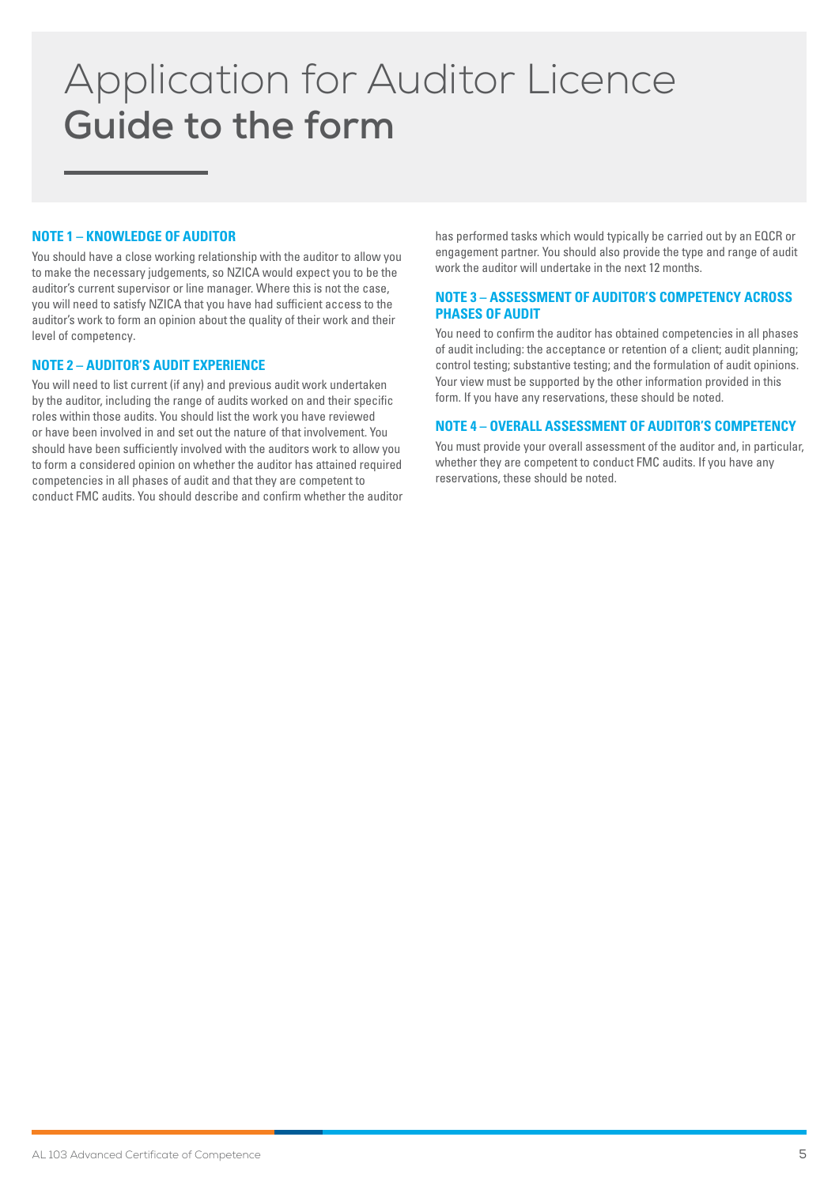# Application for Auditor Licence
## Guide to the form

### NOTE 1 – KNOWLEDGE OF AUDITOR

You should have a close working relationship with the auditor to allow you to make the necessary judgements, so NZICA would expect you to be the auditor's current supervisor or line manager. Where this is not the case, you will need to satisfy NZICA that you have had sufficient access to the auditor's work to form an opinion about the quality of their work and their level of competency.

### NOTE 2 – AUDITOR'S AUDIT EXPERIENCE

You will need to list current (if any) and previous audit work undertaken by the auditor, including the range of audits worked on and their specific roles within those audits. You should list the work you have reviewed or have been involved in and set out the nature of that involvement. You should have been sufficiently involved with the auditors work to allow you to form a considered opinion on whether the auditor has attained required competencies in all phases of audit and that they are competent to conduct FMC audits. You should describe and confirm whether the auditor has performed tasks which would typically be carried out by an EQCR or engagement partner. You should also provide the type and range of audit work the auditor will undertake in the next 12 months.

### NOTE 3 – ASSESSMENT OF AUDITOR'S COMPETENCY ACROSS PHASES OF AUDIT

You need to confirm the auditor has obtained competencies in all phases of audit including: the acceptance or retention of a client; audit planning; control testing; substantive testing; and the formulation of audit opinions. Your view must be supported by the other information provided in this form. If you have any reservations, these should be noted.

### NOTE 4 – OVERALL ASSESSMENT OF AUDITOR'S COMPETENCY

You must provide your overall assessment of the auditor and, in particular, whether they are competent to conduct FMC audits. If you have any reservations, these should be noted.